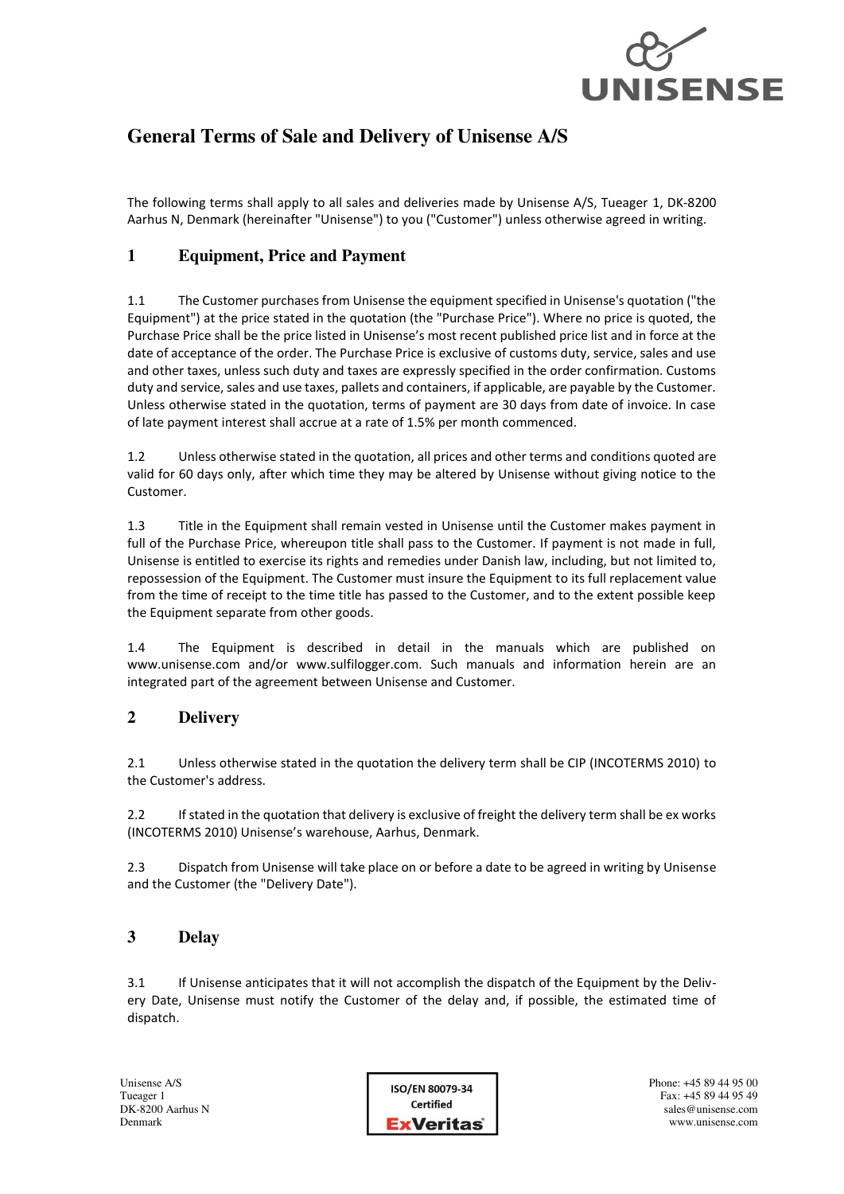# General Terms of Sale and Delivery of Unisense A/S

The following terms shall apply to all sales and deliveries made by Unisense A/S, Tueager 1, DK-8200 Aarhus N, Denmark (hereinafter "Unisense") to you ("Customer") unless otherwise agreed in writing.

## 1 Equipment, Price and Payment

1.1 The Customer purchases from Unisense the equipment specified in Unisense's quotation ("the Equipment") at the price stated in the quotation (the "Purchase Price"). Where no price is quoted, the Purchase Price shall be the price listed in Unisense's most recent published price list and in force at the date of acceptance of the order. The Purchase Price is exclusive of customs duty, service, sales and use and other taxes, unless such duty and taxes are expressly specified in the order confirmation. Customs duty and service, sales and use taxes, pallets and containers, if applicable, are payable by the Customer. Unless otherwise stated in the quotation, terms of payment are 30 days from date of invoice. In case of late payment interest shall accrue at a rate of 1.5% per month commenced.

1.2 Unless otherwise stated in the quotation, all prices and other terms and conditions quoted are valid for 60 days only, after which time they may be altered by Unisense without giving notice to the Customer.

1.3 Title in the Equipment shall remain vested in Unisense until the Customer makes payment in full of the Purchase Price, whereupon title shall pass to the Customer. If payment is not made in full, Unisense is entitled to exercise its rights and remedies under Danish law, including, but not limited to, repossession of the Equipment. The Customer must insure the Equipment to its full replacement value from the time of receipt to the time title has passed to the Customer, and to the extent possible keep the Equipment separate from other goods.

1.4 The Equipment is described in detail in the manuals which are published on www.unisense.com and/or www.sulfilogger.com. Such manuals and information herein are an integrated part of the agreement between Unisense and Customer.

## 2 Delivery

2.1 Unless otherwise stated in the quotation the delivery term shall be CIP (INCOTERMS 2010) to the Customer's address.

2.2 If stated in the quotation that delivery is exclusive of freight the delivery term shall be ex works (INCOTERMS 2010) Unisense's warehouse, Aarhus, Denmark.

2.3 Dispatch from Unisense will take place on or before a date to be agreed in writing by Unisense and the Customer (the "Delivery Date").

## 3 Delay

3.1 If Unisense anticipates that it will not accomplish the dispatch of the Equipment by the Delivery Date, Unisense must notify the Customer of the delay and, if possible, the estimated time of dispatch.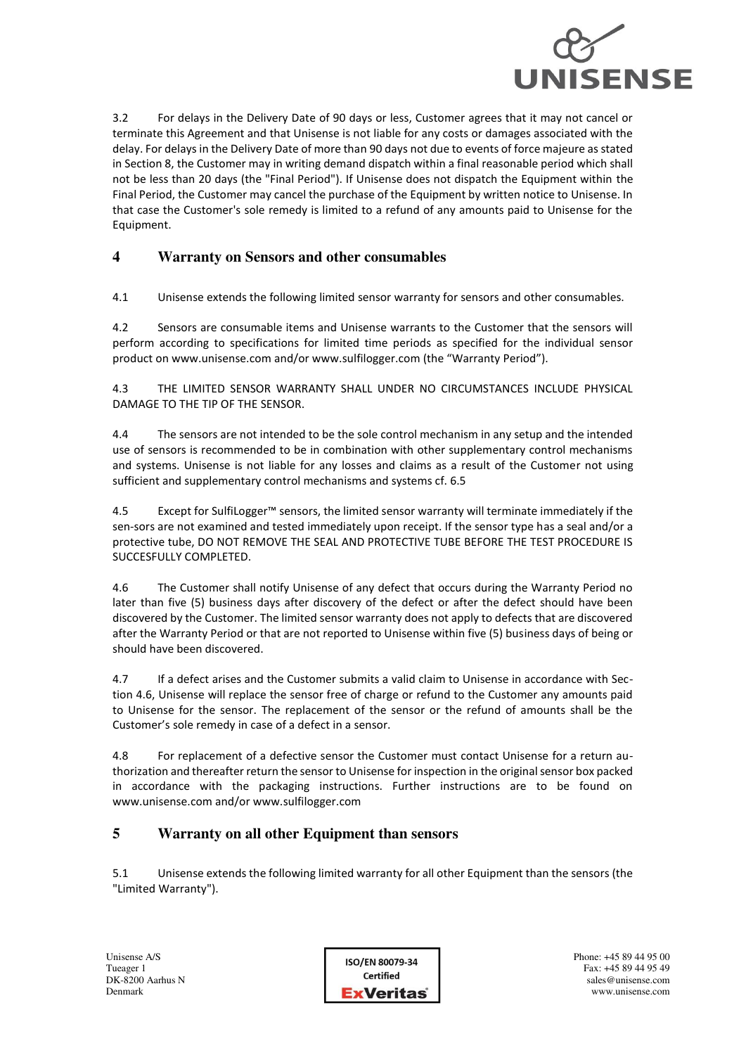3.2 For delays in the Delivery Date of 90 days or less, Customer agrees that it may not cancel or terminate this Agreement and that Unisense is not liable for any costs or damages associated with the delay. For delays in the Delivery Date of more than 90 days not due to events of force majeure as stated in Section 8, the Customer may in writing demand dispatch within a final reasonable period which shall not be less than 20 days (the "Final Period"). If Unisense does not dispatch the Equipment within the Final Period, the Customer may cancel the purchase of the Equipment by written notice to Unisense. In that case the Customer's sole remedy is limited to a refund of any amounts paid to Unisense for the Equipment.

## 4 Warranty on Sensors and other consumables

4.1 Unisense extends the following limited sensor warranty for sensors and other consumables.

4.2 Sensors are consumable items and Unisense warrants to the Customer that the sensors will perform according to specifications for limited time periods as specified for the individual sensor product on www.unisense.com and/or www.sulfilogger.com (the “Warranty Period”).

4.3 THE LIMITED SENSOR WARRANTY SHALL UNDER NO CIRCUMSTANCES INCLUDE PHYSICAL DAMAGE TO THE TIP OF THE SENSOR.

4.4 The sensors are not intended to be the sole control mechanism in any setup and the intended use of sensors is recommended to be in combination with other supplementary control mechanisms and systems. Unisense is not liable for any losses and claims as a result of the Customer not using sufficient and supplementary control mechanisms and systems cf. 6.5

4.5 Except for SulfiLogger™ sensors, the limited sensor warranty will terminate immediately if the sen-sors are not examined and tested immediately upon receipt. If the sensor type has a seal and/or a protective tube, DO NOT REMOVE THE SEAL AND PROTECTIVE TUBE BEFORE THE TEST PROCEDURE IS SUCCESFULLY COMPLETED.

4.6 The Customer shall notify Unisense of any defect that occurs during the Warranty Period no later than five (5) business days after discovery of the defect or after the defect should have been discovered by the Customer. The limited sensor warranty does not apply to defects that are discovered after the Warranty Period or that are not reported to Unisense within five (5) business days of being or should have been discovered.

4.7 If a defect arises and the Customer submits a valid claim to Unisense in accordance with Sec-tion 4.6, Unisense will replace the sensor free of charge or refund to the Customer any amounts paid to Unisense for the sensor. The replacement of the sensor or the refund of amounts shall be the Customer’s sole remedy in case of a defect in a sensor.

4.8 For replacement of a defective sensor the Customer must contact Unisense for a return au-thorization and thereafter return the sensor to Unisense for inspection in the original sensor box packed in accordance with the packaging instructions. Further instructions are to be found on www.unisense.com and/or www.sulfilogger.com

## 5 Warranty on all other Equipment than sensors

5.1 Unisense extends the following limited warranty for all other Equipment than the sensors (the "Limited Warranty").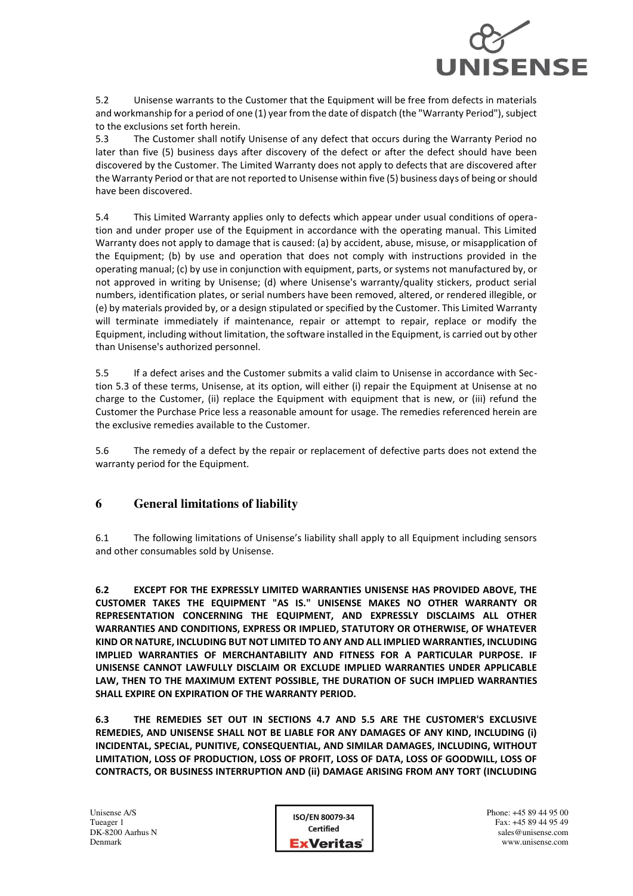5.2 Unisense warrants to the Customer that the Equipment will be free from defects in materials and workmanship for a period of one (1) year from the date of dispatch (the "Warranty Period"), subject to the exclusions set forth herein.

5.3 The Customer shall notify Unisense of any defect that occurs during the Warranty Period no later than five (5) business days after discovery of the defect or after the defect should have been discovered by the Customer. The Limited Warranty does not apply to defects that are discovered after the Warranty Period or that are not reported to Unisense within five (5) business days of being or should have been discovered.

5.4 This Limited Warranty applies only to defects which appear under usual conditions of operation and under proper use of the Equipment in accordance with the operating manual. This Limited Warranty does not apply to damage that is caused: (a) by accident, abuse, misuse, or misapplication of the Equipment; (b) by use and operation that does not comply with instructions provided in the operating manual; (c) by use in conjunction with equipment, parts, or systems not manufactured by, or not approved in writing by Unisense; (d) where Unisense's warranty/quality stickers, product serial numbers, identification plates, or serial numbers have been removed, altered, or rendered illegible, or (e) by materials provided by, or a design stipulated or specified by the Customer. This Limited Warranty will terminate immediately if maintenance, repair or attempt to repair, replace or modify the Equipment, including without limitation, the software installed in the Equipment, is carried out by other than Unisense's authorized personnel.

5.5 If a defect arises and the Customer submits a valid claim to Unisense in accordance with Section 5.3 of these terms, Unisense, at its option, will either (i) repair the Equipment at Unisense at no charge to the Customer, (ii) replace the Equipment with equipment that is new, or (iii) refund the Customer the Purchase Price less a reasonable amount for usage. The remedies referenced herein are the exclusive remedies available to the Customer.

5.6 The remedy of a defect by the repair or replacement of defective parts does not extend the warranty period for the Equipment.

## 6 General limitations of liability

6.1 The following limitations of Unisense's liability shall apply to all Equipment including sensors and other consumables sold by Unisense.

**6.2 EXCEPT FOR THE EXPRESSLY LIMITED WARRANTIES UNISENSE HAS PROVIDED ABOVE, THE CUSTOMER TAKES THE EQUIPMENT "AS IS." UNISENSE MAKES NO OTHER WARRANTY OR REPRESENTATION CONCERNING THE EQUIPMENT, AND EXPRESSLY DISCLAIMS ALL OTHER WARRANTIES AND CONDITIONS, EXPRESS OR IMPLIED, STATUTORY OR OTHERWISE, OF WHATEVER KIND OR NATURE, INCLUDING BUT NOT LIMITED TO ANY AND ALL IMPLIED WARRANTIES, INCLUDING IMPLIED WARRANTIES OF MERCHANTABILITY AND FITNESS FOR A PARTICULAR PURPOSE. IF UNISENSE CANNOT LAWFULLY DISCLAIM OR EXCLUDE IMPLIED WARRANTIES UNDER APPLICABLE LAW, THEN TO THE MAXIMUM EXTENT POSSIBLE, THE DURATION OF SUCH IMPLIED WARRANTIES SHALL EXPIRE ON EXPIRATION OF THE WARRANTY PERIOD.**

**6.3 THE REMEDIES SET OUT IN SECTIONS 4.7 AND 5.5 ARE THE CUSTOMER'S EXCLUSIVE REMEDIES, AND UNISENSE SHALL NOT BE LIABLE FOR ANY DAMAGES OF ANY KIND, INCLUDING (i) INCIDENTAL, SPECIAL, PUNITIVE, CONSEQUENTIAL, AND SIMILAR DAMAGES, INCLUDING, WITHOUT LIMITATION, LOSS OF PRODUCTION, LOSS OF PROFIT, LOSS OF DATA, LOSS OF GOODWILL, LOSS OF CONTRACTS, OR BUSINESS INTERRUPTION AND (ii) DAMAGE ARISING FROM ANY TORT (INCLUDING**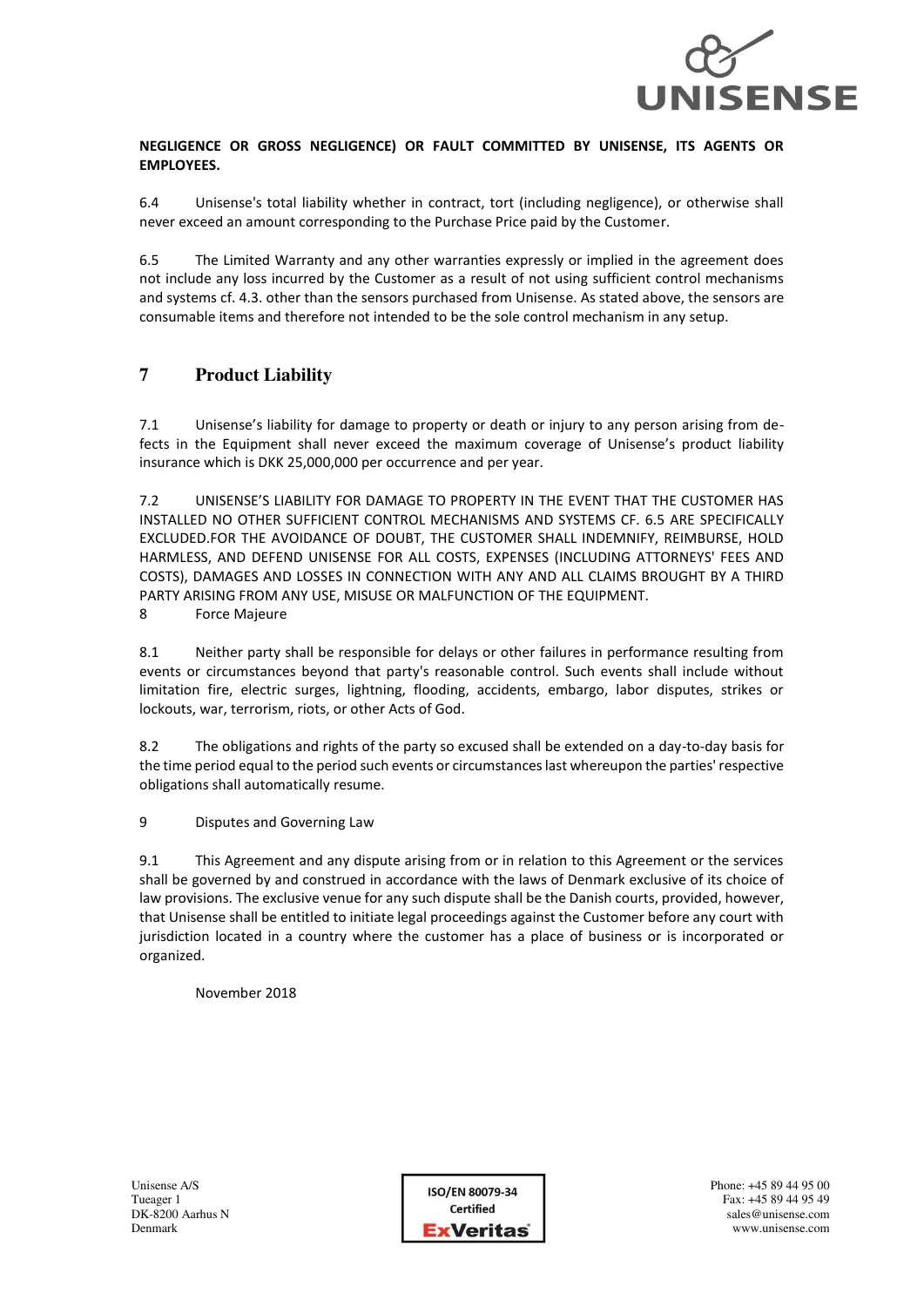**NEGLIGENCE OR GROSS NEGLIGENCE) OR FAULT COMMITTED BY UNISENSE, ITS AGENTS OR EMPLOYEES.**

6.4 Unisense's total liability whether in contract, tort (including negligence), or otherwise shall never exceed an amount corresponding to the Purchase Price paid by the Customer.

6.5 The Limited Warranty and any other warranties expressly or implied in the agreement does not include any loss incurred by the Customer as a result of not using sufficient control mechanisms and systems cf. 4.3. other than the sensors purchased from Unisense. As stated above, the sensors are consumable items and therefore not intended to be the sole control mechanism in any setup.

## 7 Product Liability

7.1 Unisense's liability for damage to property or death or injury to any person arising from defects in the Equipment shall never exceed the maximum coverage of Unisense's product liability insurance which is DKK 25,000,000 per occurrence and per year.

7.2 UNISENSE'S LIABILITY FOR DAMAGE TO PROPERTY IN THE EVENT THAT THE CUSTOMER HAS INSTALLED NO OTHER SUFFICIENT CONTROL MECHANISMS AND SYSTEMS CF. 6.5 ARE SPECIFICALLY EXCLUDED.FOR THE AVOIDANCE OF DOUBT, THE CUSTOMER SHALL INDEMNIFY, REIMBURSE, HOLD HARMLESS, AND DEFEND UNISENSE FOR ALL COSTS, EXPENSES (INCLUDING ATTORNEYS' FEES AND COSTS), DAMAGES AND LOSSES IN CONNECTION WITH ANY AND ALL CLAIMS BROUGHT BY A THIRD PARTY ARISING FROM ANY USE, MISUSE OR MALFUNCTION OF THE EQUIPMENT.

8 Force Majeure

8.1 Neither party shall be responsible for delays or other failures in performance resulting from events or circumstances beyond that party's reasonable control. Such events shall include without limitation fire, electric surges, lightning, flooding, accidents, embargo, labor disputes, strikes or lockouts, war, terrorism, riots, or other Acts of God.

8.2 The obligations and rights of the party so excused shall be extended on a day-to-day basis for the time period equal to the period such events or circumstances last whereupon the parties' respective obligations shall automatically resume.

9 Disputes and Governing Law

9.1 This Agreement and any dispute arising from or in relation to this Agreement or the services shall be governed by and construed in accordance with the laws of Denmark exclusive of its choice of law provisions. The exclusive venue for any such dispute shall be the Danish courts, provided, however, that Unisense shall be entitled to initiate legal proceedings against the Customer before any court with jurisdiction located in a country where the customer has a place of business or is incorporated or organized.

November 2018